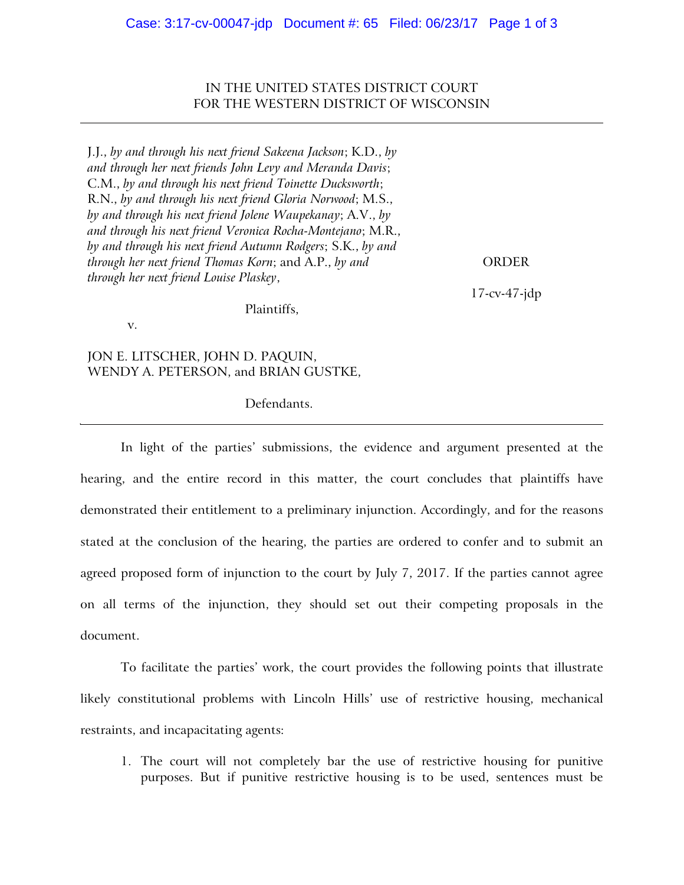IN THE UNITED STATES DISTRICT COURT
FOR THE WESTERN DISTRICT OF WISCONSIN

---

J.J., *by and through his next friend Sakeena Jackson*; K.D., *by and through her next friends John Levy and Meranda Davis*; C.M., *by and through his next friend Toinette Ducksworth*; R.N., *by and through his next friend Gloria Norwood*; M.S., *by and through his next friend Jolene Waupekanay*; A.V., *by and through his next friend Veronica Rocha-Montejano*; M.R., *by and through his next friend Autumn Rodgers*; S.K., *by and through her next friend Thomas Korn*; and A.P., *by and through her next friend Louise Plaskey*,

Plaintiffs,

v.

JON E. LITSCHER, JOHN D. PAQUIN, WENDY A. PETERSON, and BRIAN GUSTKE,

Defendants.

ORDER

17-cv-47-jdp

---

In light of the parties' submissions, the evidence and argument presented at the hearing, and the entire record in this matter, the court concludes that plaintiffs have demonstrated their entitlement to a preliminary injunction. Accordingly, and for the reasons stated at the conclusion of the hearing, the parties are ordered to confer and to submit an agreed proposed form of injunction to the court by July 7, 2017. If the parties cannot agree on all terms of the injunction, they should set out their competing proposals in the document.

To facilitate the parties' work, the court provides the following points that illustrate likely constitutional problems with Lincoln Hills' use of restrictive housing, mechanical restraints, and incapacitating agents:

1. The court will not completely bar the use of restrictive housing for punitive purposes. But if punitive restrictive housing is to be used, sentences must be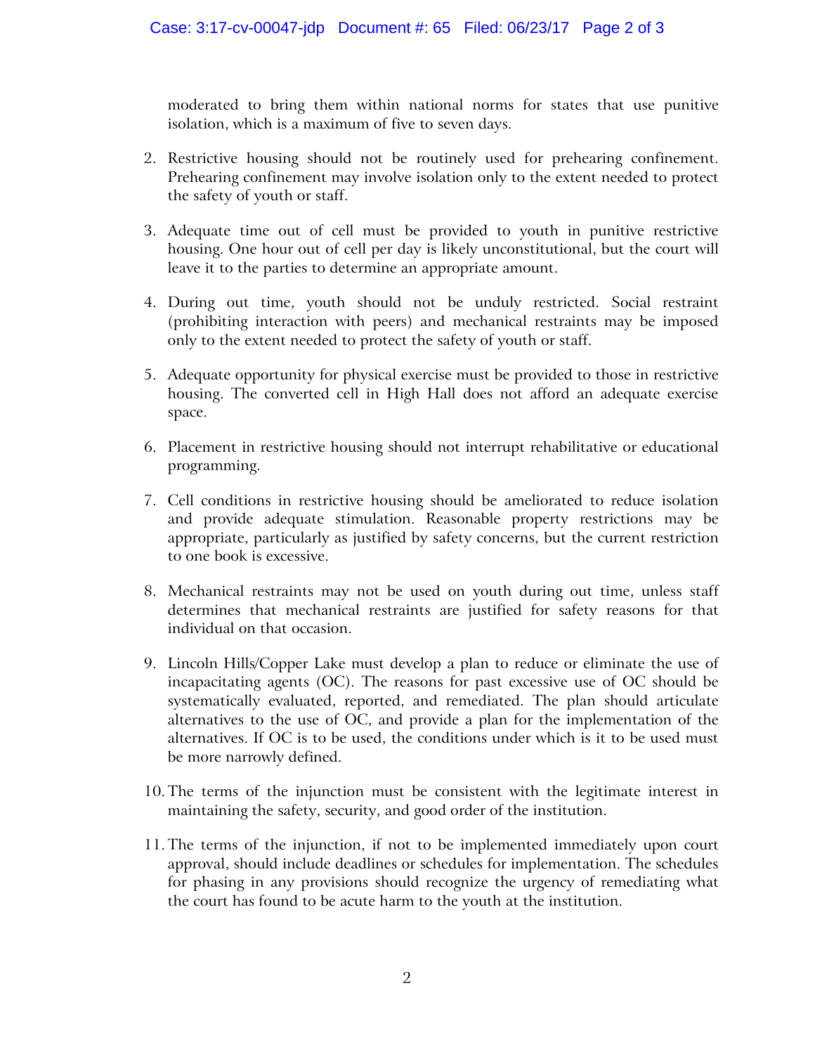moderated to bring them within national norms for states that use punitive isolation, which is a maximum of five to seven days.

2. Restrictive housing should not be routinely used for prehearing confinement. Prehearing confinement may involve isolation only to the extent needed to protect the safety of youth or staff.

3. Adequate time out of cell must be provided to youth in punitive restrictive housing. One hour out of cell per day is likely unconstitutional, but the court will leave it to the parties to determine an appropriate amount.

4. During out time, youth should not be unduly restricted. Social restraint (prohibiting interaction with peers) and mechanical restraints may be imposed only to the extent needed to protect the safety of youth or staff.

5. Adequate opportunity for physical exercise must be provided to those in restrictive housing. The converted cell in High Hall does not afford an adequate exercise space.

6. Placement in restrictive housing should not interrupt rehabilitative or educational programming.

7. Cell conditions in restrictive housing should be ameliorated to reduce isolation and provide adequate stimulation. Reasonable property restrictions may be appropriate, particularly as justified by safety concerns, but the current restriction to one book is excessive.

8. Mechanical restraints may not be used on youth during out time, unless staff determines that mechanical restraints are justified for safety reasons for that individual on that occasion.

9. Lincoln Hills/Copper Lake must develop a plan to reduce or eliminate the use of incapacitating agents (OC). The reasons for past excessive use of OC should be systematically evaluated, reported, and remediated. The plan should articulate alternatives to the use of OC, and provide a plan for the implementation of the alternatives. If OC is to be used, the conditions under which is it to be used must be more narrowly defined.

10. The terms of the injunction must be consistent with the legitimate interest in maintaining the safety, security, and good order of the institution.

11. The terms of the injunction, if not to be implemented immediately upon court approval, should include deadlines or schedules for implementation. The schedules for phasing in any provisions should recognize the urgency of remediating what the court has found to be acute harm to the youth at the institution.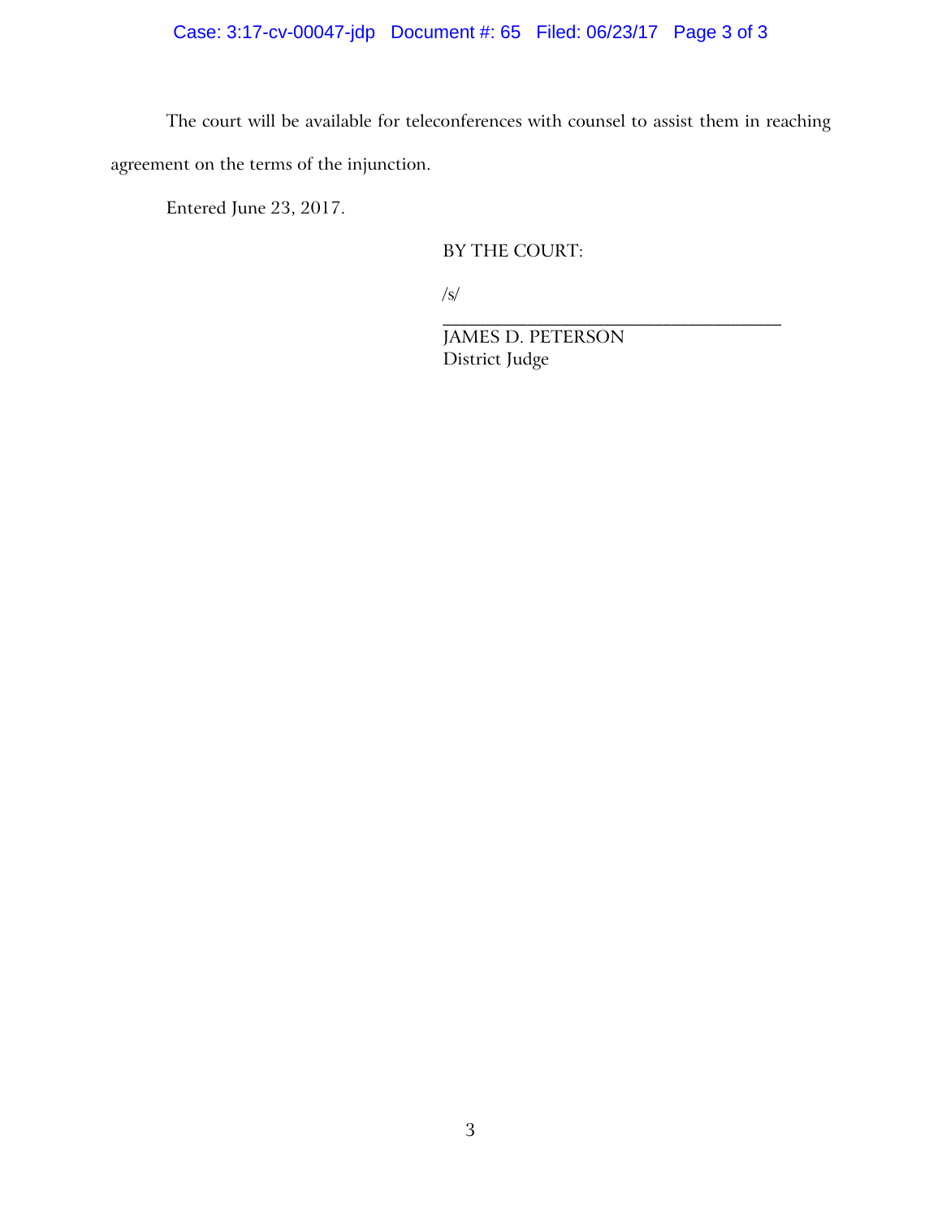The court will be available for teleconferences with counsel to assist them in reaching agreement on the terms of the injunction.

Entered June 23, 2017.

BY THE COURT:

/s/

________________________________________

JAMES D. PETERSON
District Judge